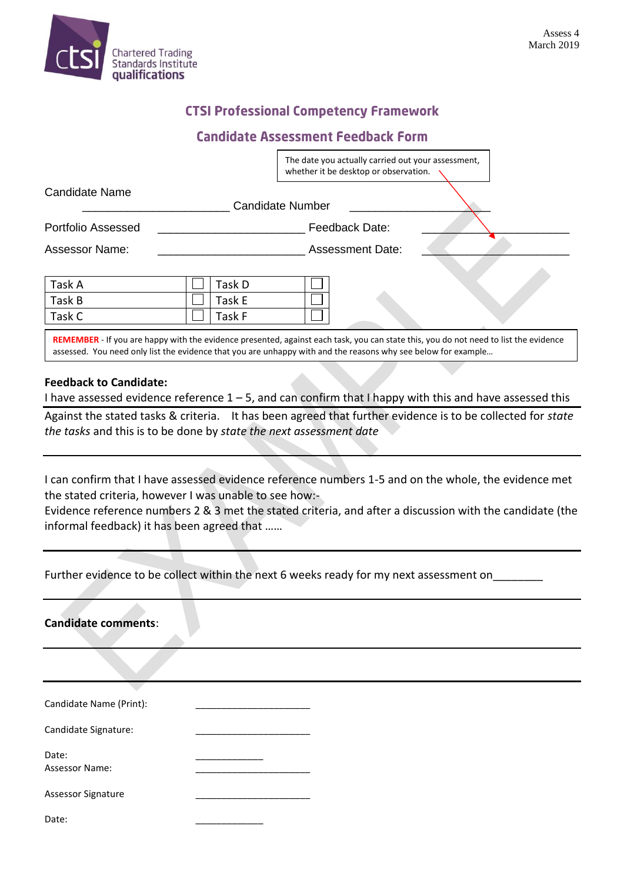Assess 4
March 2019

Chartered Trading Standards Institute qualifications

## CTSI Professional Competency Framework

## Candidate Assessment Feedback Form

The date you actually carried out your assessment, whether it be desktop or observation.

Candidate Name ______________________ Candidate Number ______________________

Portfolio Assessed ______________________ Feedback Date: ______________________

Assessor Name: ______________________ Assessment Date: ______________________

| Task A | ☐ | Task D | ☐ |
|---|---|---|---|
| Task B | ☐ | Task E | ☐ |
| Task C | ☐ | Task F | ☐ |

**REMEMBER** - If you are happy with the evidence presented, against each task, you can state this, you do not need to list the evidence assessed. You need only list the evidence that you are unhappy with and the reasons why see below for example…

**Feedback to Candidate:**

I have assessed evidence reference 1 – 5, and can confirm that I happy with this and have assessed this Against the stated tasks & criteria. It has been agreed that further evidence is to be collected for *state the tasks* and this is to be done by *state the next assessment date*

I can confirm that I have assessed evidence reference numbers 1-5 and on the whole, the evidence met the stated criteria, however I was unable to see how:-
Evidence reference numbers 2 & 3 met the stated criteria, and after a discussion with the candidate (the informal feedback) it has been agreed that ……

Further evidence to be collect within the next 6 weeks ready for my next assessment on________

**Candidate comments**:

Candidate Name (Print): ______________________

Candidate Signature: ______________________

Date: ____________

Assessor Name: ______________________

Assessor Signature ______________________

Date: ____________

EXAMPLE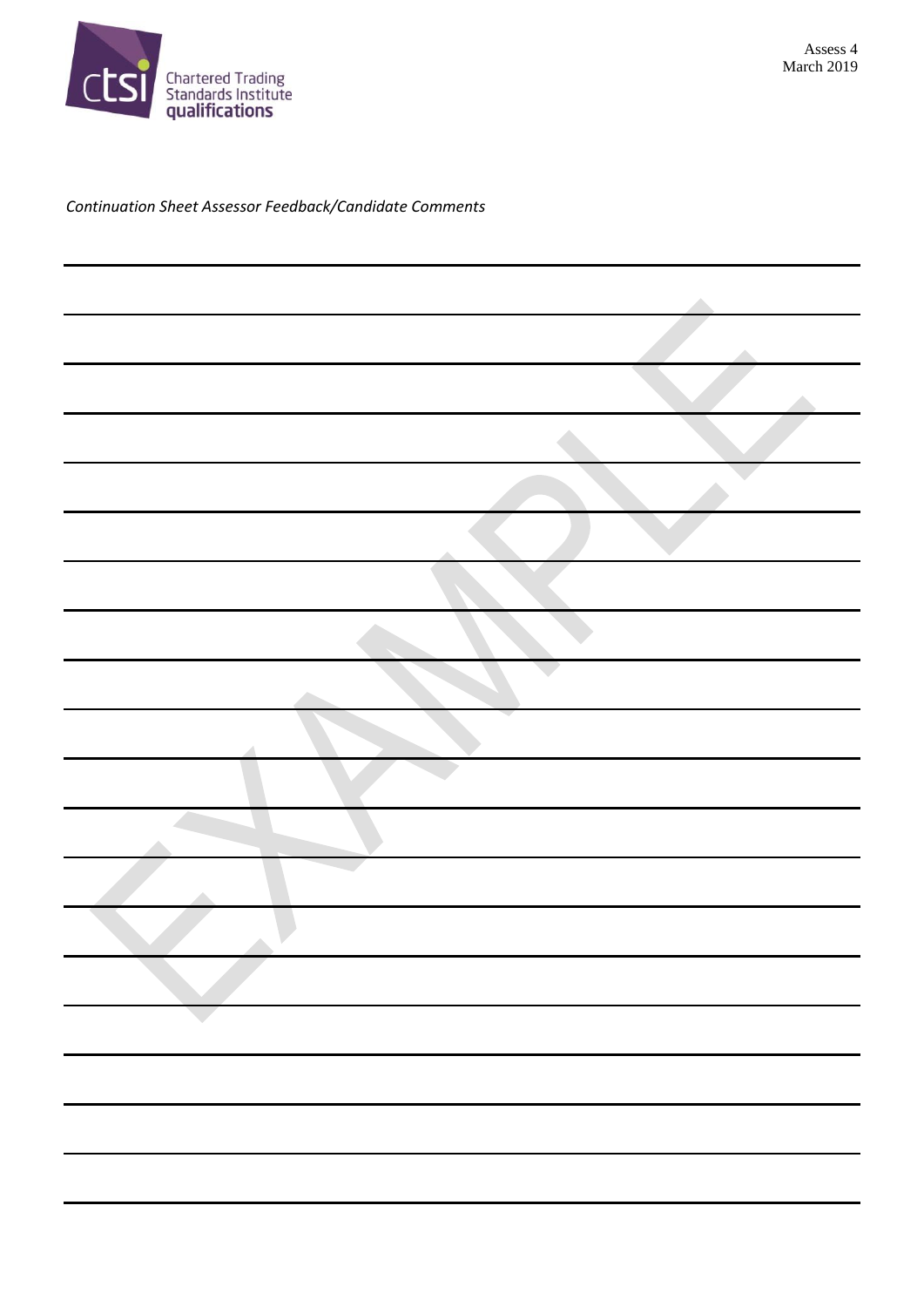*Continuation Sheet Assessor Feedback/Candidate Comments*